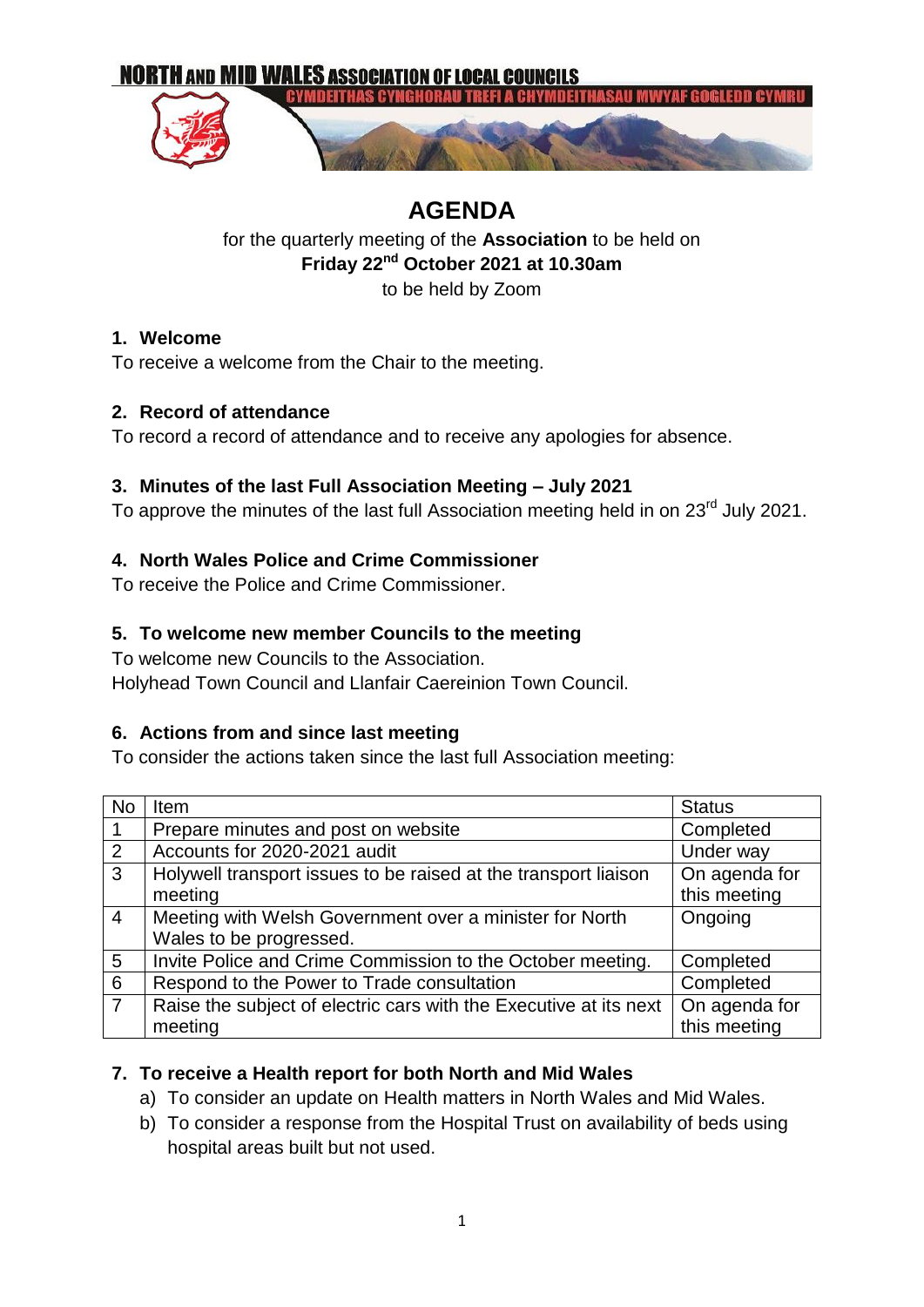NORTH AND MID WALES ASSOCIATION OF LOCAL COUNCILS

CYMDEITHAS CYNGHORAU TREFI A CHYMDEITHASAU MWYAF GOGLEDD CYMRU

# AGENDA

for the quarterly meeting of the **Association** to be held on
**Friday 22nd October 2021 at 10.30am**
to be held by Zoom

**1. Welcome**

To receive a welcome from the Chair to the meeting.

**2. Record of attendance**

To record a record of attendance and to receive any apologies for absence.

**3. Minutes of the last Full Association Meeting – July 2021**

To approve the minutes of the last full Association meeting held in on 23rd July 2021.

**4. North Wales Police and Crime Commissioner**

To receive the Police and Crime Commissioner.

**5. To welcome new member Councils to the meeting**

To welcome new Councils to the Association.
Holyhead Town Council and Llanfair Caereinion Town Council.

**6. Actions from and since last meeting**

To consider the actions taken since the last full Association meeting:

| No | Item | Status |
|---|---|---|
| 1 | Prepare minutes and post on website | Completed |
| 2 | Accounts for 2020-2021 audit | Under way |
| 3 | Holywell transport issues to be raised at the transport liaison meeting | On agenda for this meeting |
| 4 | Meeting with Welsh Government over a minister for North Wales to be progressed. | Ongoing |
| 5 | Invite Police and Crime Commission to the October meeting. | Completed |
| 6 | Respond to the Power to Trade consultation | Completed |
| 7 | Raise the subject of electric cars with the Executive at its next meeting | On agenda for this meeting |

**7. To receive a Health report for both North and Mid Wales**

a) To consider an update on Health matters in North Wales and Mid Wales.
b) To consider a response from the Hospital Trust on availability of beds using hospital areas built but not used.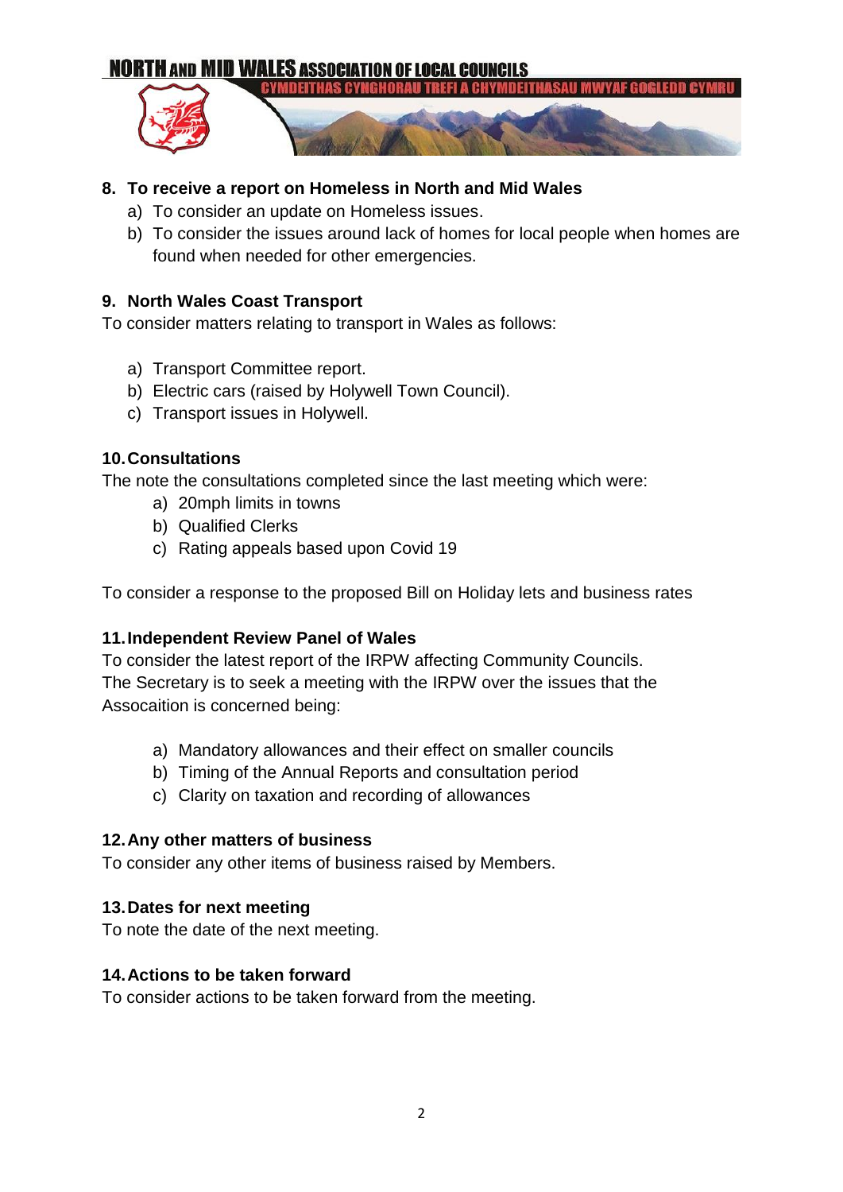## 8. To receive a report on Homeless in North and Mid Wales

a) To consider an update on Homeless issues.
b) To consider the issues around lack of homes for local people when homes are found when needed for other emergencies.

## 9. North Wales Coast Transport

To consider matters relating to transport in Wales as follows:

a) Transport Committee report.
b) Electric cars (raised by Holywell Town Council).
c) Transport issues in Holywell.

## 10. Consultations

The note the consultations completed since the last meeting which were:

a) 20mph limits in towns
b) Qualified Clerks
c) Rating appeals based upon Covid 19

To consider a response to the proposed Bill on Holiday lets and business rates

## 11. Independent Review Panel of Wales

To consider the latest report of the IRPW affecting Community Councils. The Secretary is to seek a meeting with the IRPW over the issues that the Assocaition is concerned being:

a) Mandatory allowances and their effect on smaller councils
b) Timing of the Annual Reports and consultation period
c) Clarity on taxation and recording of allowances

## 12. Any other matters of business

To consider any other items of business raised by Members.

## 13. Dates for next meeting

To note the date of the next meeting.

## 14. Actions to be taken forward

To consider actions to be taken forward from the meeting.